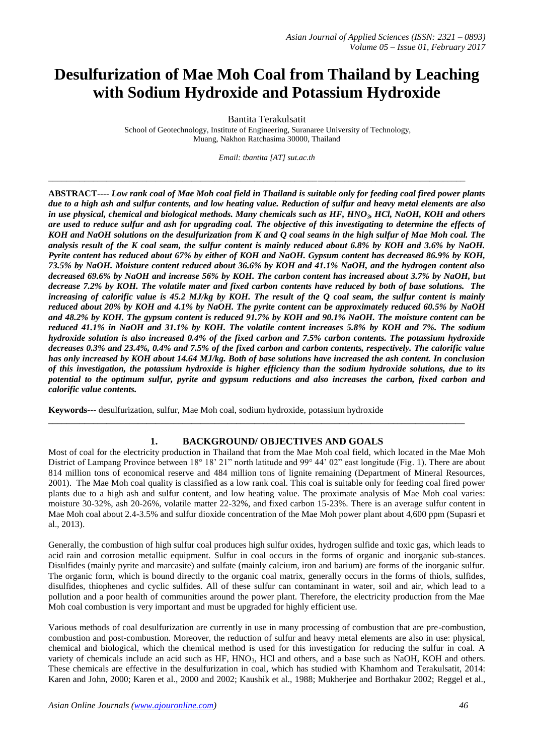# Desulfurization of Mae Moh Coal from Thailand by Leaching with Sodium Hydroxide and Potassium Hydroxide

Bantita Terakulsatit

School of Geotechnology, Institute of Engineering, Suranaree University of Technology, Muang, Nakhon Ratchasima 30000, Thailand

*Email: tbantita [AT] sut.ac.th*

---

**ABSTRACT----** ***Low rank coal of Mae Moh coal field in Thailand is suitable only for feeding coal fired power plants due to a high ash and sulfur contents, and low heating value. Reduction of sulfur and heavy metal elements are also in use physical, chemical and biological methods. Many chemicals such as HF, $HNO_3$, HCl, NaOH, KOH and others are used to reduce sulfur and ash for upgrading coal. The objective of this investigating to determine the effects of KOH and NaOH solutions on the desulfurization from K and Q coal seams in the high sulfur of Mae Moh coal. The analysis result of the K coal seam, the sulfur content is mainly reduced about 6.8% by KOH and 3.6% by NaOH. Pyrite content has reduced about 67% by either of KOH and NaOH. Gypsum content has decreased 86.9% by KOH, 73.5% by NaOH. Moisture content reduced about 36.6% by KOH and 41.1% NaOH, and the hydrogen content also decreased 69.6% by NaOH and increase 56% by KOH. The carbon content has increased about 3.7% by NaOH, but decrease 7.2% by KOH. The volatile mater and fixed carbon contents have reduced by both of base solutions. The increasing of calorific value is 45.2 MJ/kg by KOH. The result of the Q coal seam, the sulfur content is mainly reduced about 20% by KOH and 4.1% by NaOH. The pyrite content can be approximately reduced 60.5% by NaOH and 48.2% by KOH. The gypsum content is reduced 91.7% by KOH and 90.1% NaOH. The moisture content can be reduced 41.1% in NaOH and 31.1% by KOH. The volatile content increases 5.8% by KOH and 7%. The sodium hydroxide solution is also increased 0.4% of the fixed carbon and 7.5% carbon contents. The potassium hydroxide decreases 0.3% and 23.4%, 0.4% and 7.5% of the fixed carbon and carbon contents, respectively. The calorific value has only increased by KOH about 14.64 MJ/kg. Both of base solutions have increased the ash content. In conclusion of this investigation, the potassium hydroxide is higher efficiency than the sodium hydroxide solutions, due to its potential to the optimum sulfur, pyrite and gypsum reductions and also increases the carbon, fixed carbon and calorific value contents.***

**Keywords---** desulfurization, sulfur, Mae Moh coal, sodium hydroxide, potassium hydroxide

---

## 1. BACKGROUND/ OBJECTIVES AND GOALS

Most of coal for the electricity production in Thailand that from the Mae Moh coal field, which located in the Mae Moh District of Lampang Province between 18° 18' 21" north latitude and 99° 44' 02" east longitude (Fig. 1). There are about 814 million tons of economical reserve and 484 million tons of lignite remaining (Department of Mineral Resources, 2001). The Mae Moh coal quality is classified as a low rank coal. This coal is suitable only for feeding coal fired power plants due to a high ash and sulfur content, and low heating value. The proximate analysis of Mae Moh coal varies: moisture 30-32%, ash 20-26%, volatile matter 22-32%, and fixed carbon 15-23%. There is an average sulfur content in Mae Moh coal about 2.4-3.5% and sulfur dioxide concentration of the Mae Moh power plant about 4,600 ppm (Supasri et al., 2013).

Generally, the combustion of high sulfur coal produces high sulfur oxides, hydrogen sulfide and toxic gas, which leads to acid rain and corrosion metallic equipment. Sulfur in coal occurs in the forms of organic and inorganic sub-stances. Disulfides (mainly pyrite and marcasite) and sulfate (mainly calcium, iron and barium) are forms of the inorganic sulfur. The organic form, which is bound directly to the organic coal matrix, generally occurs in the forms of thiols, sulfides, disulfides, thiophenes and cyclic sulfides. All of these sulfur can contaminant in water, soil and air, which lead to a pollution and a poor health of communities around the power plant. Therefore, the electricity production from the Mae Moh coal combustion is very important and must be upgraded for highly efficient use.

Various methods of coal desulfurization are currently in use in many processing of combustion that are pre-combustion, combustion and post-combustion. Moreover, the reduction of sulfur and heavy metal elements are also in use: physical, chemical and biological, which the chemical method is used for this investigation for reducing the sulfur in coal. A variety of chemicals include an acid such as HF, $HNO_3$, HCl and others, and a base such as NaOH, KOH and others. These chemicals are effective in the desulfurization in coal, which has studied with Khamhom and Terakulsatit, 2014: Karen and John, 2000; Karen et al., 2000 and 2002; Kaushik et al., 1988; Mukherjee and Borthakur 2002; Reggel et al.,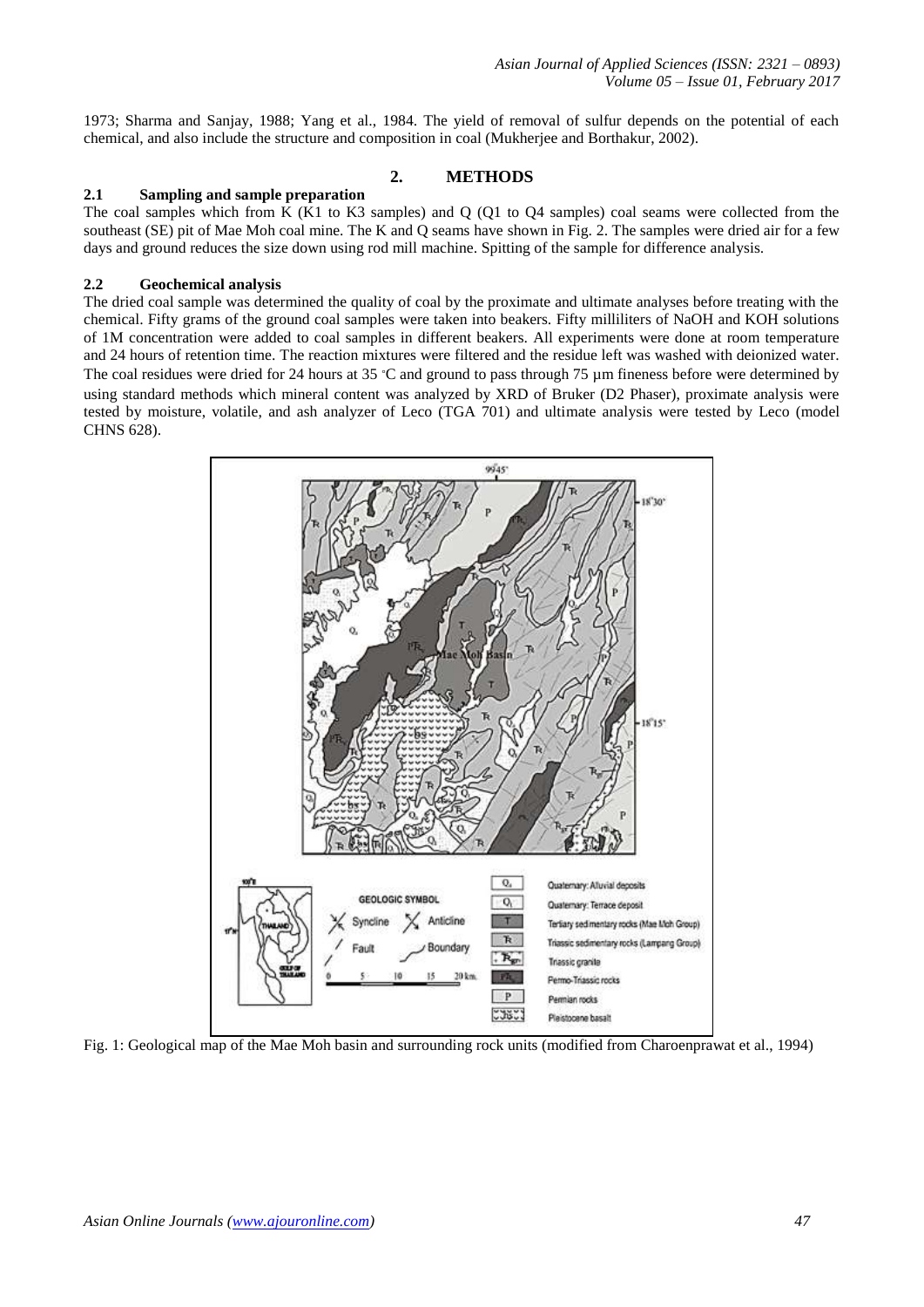1973; Sharma and Sanjay, 1988; Yang et al., 1984. The yield of removal of sulfur depends on the potential of each chemical, and also include the structure and composition in coal (Mukherjee and Borthakur, 2002).

## 2. METHODS

### 2.1 Sampling and sample preparation

The coal samples which from K (K1 to K3 samples) and Q (Q1 to Q4 samples) coal seams were collected from the southeast (SE) pit of Mae Moh coal mine. The K and Q seams have shown in Fig. 2. The samples were dried air for a few days and ground reduces the size down using rod mill machine. Spitting of the sample for difference analysis.

### 2.2 Geochemical analysis

The dried coal sample was determined the quality of coal by the proximate and ultimate analyses before treating with the chemical. Fifty grams of the ground coal samples were taken into beakers. Fifty milliliters of NaOH and KOH solutions of 1M concentration were added to coal samples in different beakers. All experiments were done at room temperature and 24 hours of retention time. The reaction mixtures were filtered and the residue left was washed with deionized water. The coal residues were dried for 24 hours at 35 °C and ground to pass through 75 µm fineness before were determined by using standard methods which mineral content was analyzed by XRD of Bruker (D2 Phaser), proximate analysis were tested by moisture, volatile, and ash analyzer of Leco (TGA 701) and ultimate analysis were tested by Leco (model CHNS 628).

Fig. 1: Geological map of the Mae Moh basin and surrounding rock units (modified from Charoenprawat et al., 1994)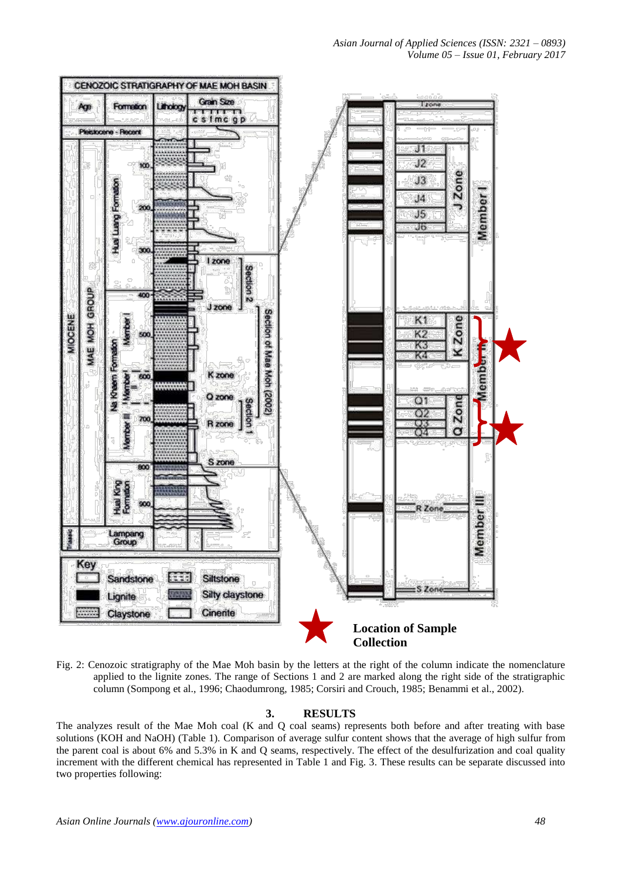Fig. 2: Cenozoic stratigraphy of the Mae Moh basin by the letters at the right of the column indicate the nomenclature applied to the lignite zones. The range of Sections 1 and 2 are marked along the right side of the stratigraphic column (Sompong et al., 1996; Chaodumrong, 1985; Corsiri and Crouch, 1985; Benammi et al., 2002).

## 3. RESULTS

The analyzes result of the Mae Moh coal (K and Q coal seams) represents both before and after treating with base solutions (KOH and NaOH) (Table 1). Comparison of average sulfur content shows that the average of high sulfur from the parent coal is about 6% and 5.3% in K and Q seams, respectively. The effect of the desulfurization and coal quality increment with the different chemical has represented in Table 1 and Fig. 3. These results can be separate discussed into two properties following: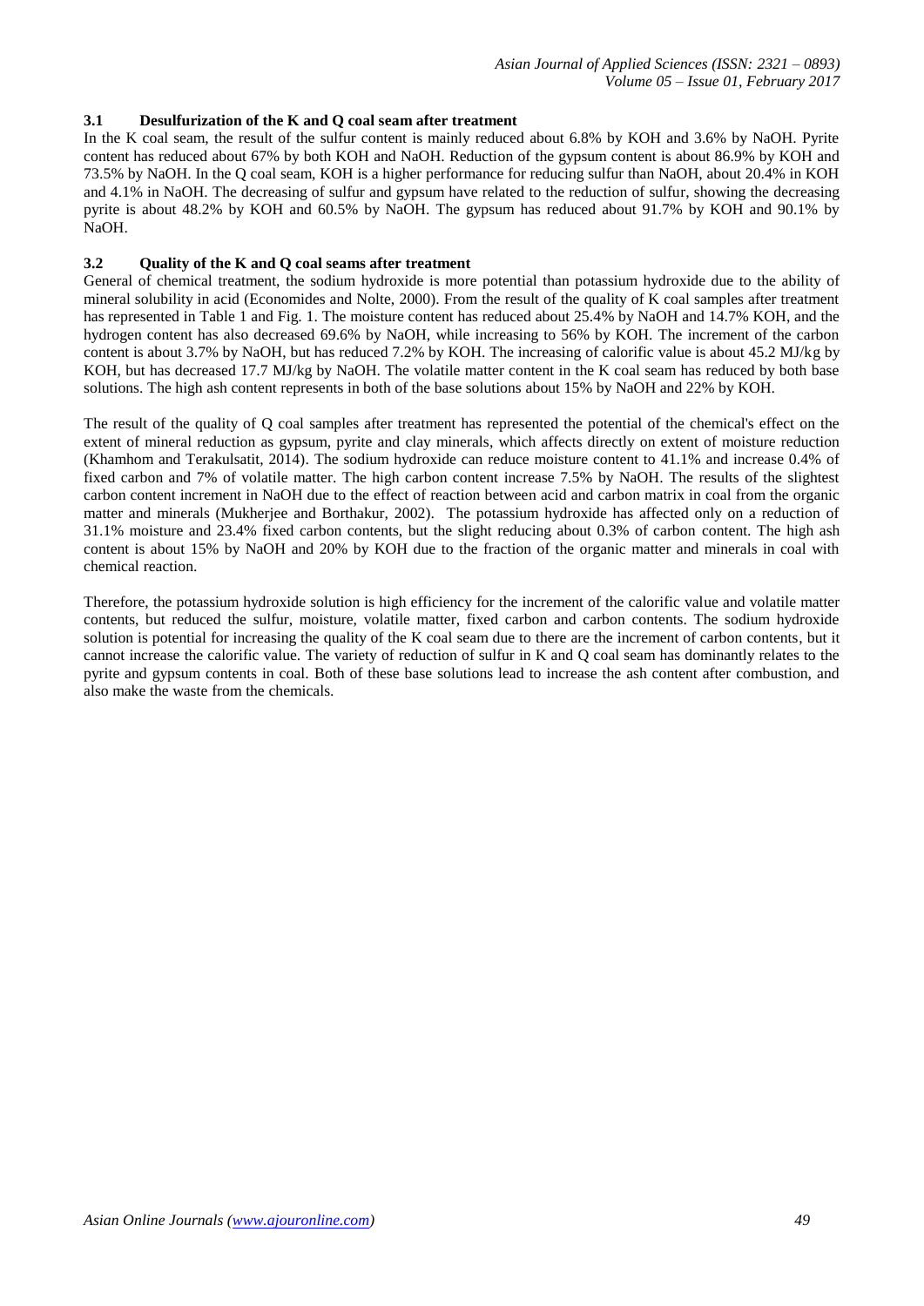### 3.1 Desulfurization of the K and Q coal seam after treatment

In the K coal seam, the result of the sulfur content is mainly reduced about 6.8% by KOH and 3.6% by NaOH. Pyrite content has reduced about 67% by both KOH and NaOH. Reduction of the gypsum content is about 86.9% by KOH and 73.5% by NaOH. In the Q coal seam, KOH is a higher performance for reducing sulfur than NaOH, about 20.4% in KOH and 4.1% in NaOH. The decreasing of sulfur and gypsum have related to the reduction of sulfur, showing the decreasing pyrite is about 48.2% by KOH and 60.5% by NaOH. The gypsum has reduced about 91.7% by KOH and 90.1% by NaOH.

### 3.2 Quality of the K and Q coal seams after treatment

General of chemical treatment, the sodium hydroxide is more potential than potassium hydroxide due to the ability of mineral solubility in acid (Economides and Nolte, 2000). From the result of the quality of K coal samples after treatment has represented in Table 1 and Fig. 1. The moisture content has reduced about 25.4% by NaOH and 14.7% KOH, and the hydrogen content has also decreased 69.6% by NaOH, while increasing to 56% by KOH. The increment of the carbon content is about 3.7% by NaOH, but has reduced 7.2% by KOH. The increasing of calorific value is about 45.2 MJ/kg by KOH, but has decreased 17.7 MJ/kg by NaOH. The volatile matter content in the K coal seam has reduced by both base solutions. The high ash content represents in both of the base solutions about 15% by NaOH and 22% by KOH.

The result of the quality of Q coal samples after treatment has represented the potential of the chemical's effect on the extent of mineral reduction as gypsum, pyrite and clay minerals, which affects directly on extent of moisture reduction (Khamhom and Terakulsatit, 2014). The sodium hydroxide can reduce moisture content to 41.1% and increase 0.4% of fixed carbon and 7% of volatile matter. The high carbon content increase 7.5% by NaOH. The results of the slightest carbon content increment in NaOH due to the effect of reaction between acid and carbon matrix in coal from the organic matter and minerals (Mukherjee and Borthakur, 2002). The potassium hydroxide has affected only on a reduction of 31.1% moisture and 23.4% fixed carbon contents, but the slight reducing about 0.3% of carbon content. The high ash content is about 15% by NaOH and 20% by KOH due to the fraction of the organic matter and minerals in coal with chemical reaction.

Therefore, the potassium hydroxide solution is high efficiency for the increment of the calorific value and volatile matter contents, but reduced the sulfur, moisture, volatile matter, fixed carbon and carbon contents. The sodium hydroxide solution is potential for increasing the quality of the K coal seam due to there are the increment of carbon contents, but it cannot increase the calorific value. The variety of reduction of sulfur in K and Q coal seam has dominantly relates to the pyrite and gypsum contents in coal. Both of these base solutions lead to increase the ash content after combustion, and also make the waste from the chemicals.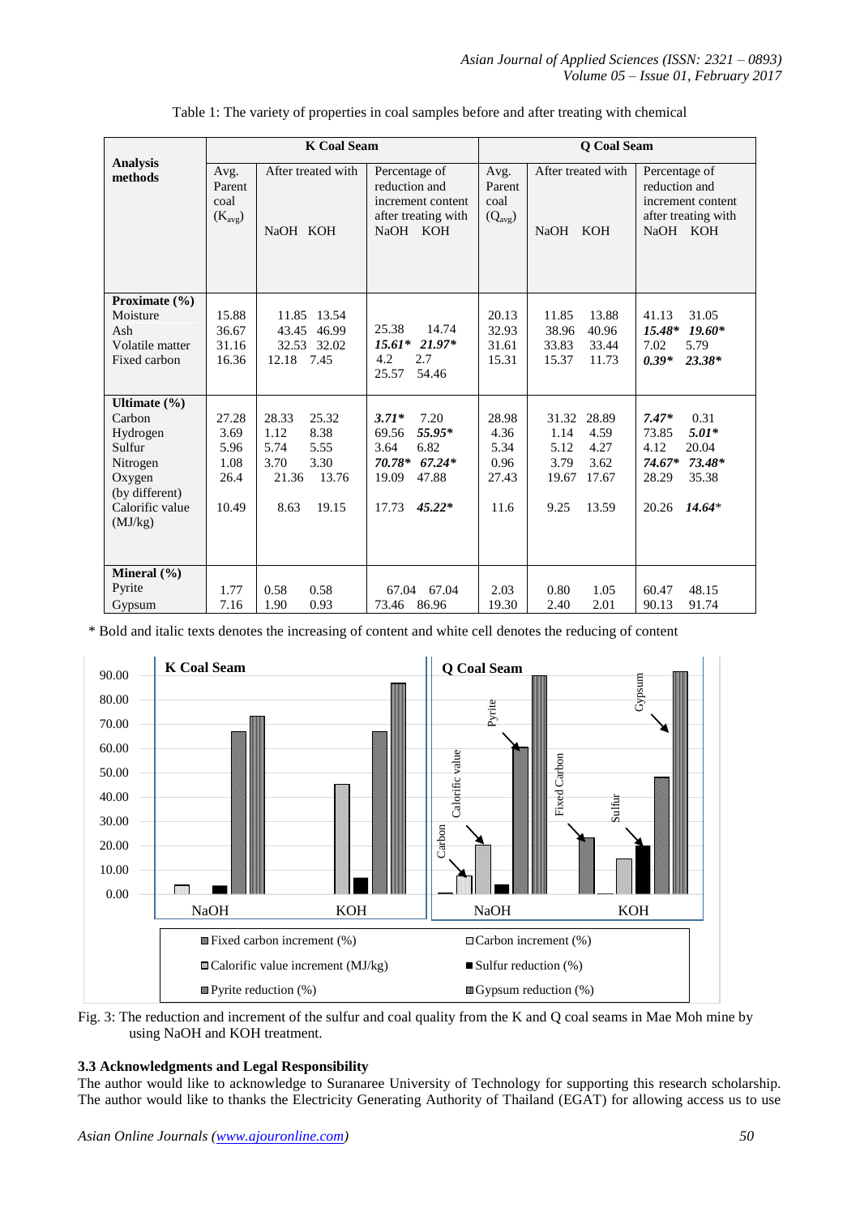Table 1: The variety of properties in coal samples before and after treating with chemical

| Analysis methods | K Coal Seam | | | | | Q Coal Seam | | | | |
|---|---|---|---|---|---|---|---|---|---|---|
| | Avg. Parent coal ($K_{avg}$) | After treated with | | Percentage of reduction and increment content after treating with | | Avg. Parent coal ($Q_{avg}$) | After treated with | | Percentage of reduction and increment content after treating with | |
| | | NaOH | KOH | NaOH | KOH | | NaOH | KOH | NaOH | KOH |
| **Proximate (%)** | | | | | | | | | | |
| Moisture | 15.88 | 11.85 | 13.54 | 25.38 | 14.74 | 20.13 | 11.85 | 13.88 | 41.13 | 31.05 |
| Ash | 36.67 | 43.45 | 46.99 | **_15.61*_** | **_21.97*_** | 32.93 | 38.96 | 40.96 | **_15.48*_** | **_19.60*_** |
| Volatile matter | 31.16 | 32.53 | 32.02 | 4.2 | 2.7 | 31.61 | 33.83 | 33.44 | 7.02 | 5.79 |
| Fixed carbon | 16.36 | 12.18 | 7.45 | 25.57 | 54.46 | 15.31 | 15.37 | 11.73 | **_0.39*_** | **_23.38*_** |
| **Ultimate (%)** | | | | | | | | | | |
| Carbon | 27.28 | 28.33 | 25.32 | **_3.71*_** | 7.20 | 28.98 | 31.32 | 28.89 | **_7.47*_** | 0.31 |
| Hydrogen | 3.69 | 1.12 | 8.38 | 69.56 | **_55.95*_** | 4.36 | 1.14 | 4.59 | 73.85 | **_5.01*_** |
| Sulfur | 5.96 | 5.74 | 5.55 | 3.64 | 6.82 | 5.34 | 5.12 | 4.27 | 4.12 | 20.04 |
| Nitrogen | 1.08 | 3.70 | 3.30 | **_70.78*_** | **_67.24*_** | 0.96 | 3.79 | 3.62 | **_74.67*_** | **_73.48*_** |
| Oxygen (by different) | 26.4 | 21.36 | 13.76 | 19.09 | 47.88 | 27.43 | 19.67 | 17.67 | 28.29 | 35.38 |
| Calorific value (MJ/kg) | 10.49 | 8.63 | 19.15 | 17.73 | **_45.22*_** | 11.6 | 9.25 | 13.59 | 20.26 | **_14.64_*** |
| **Mineral (%)** | | | | | | | | | | |
| Pyrite | 1.77 | 0.58 | 0.58 | 67.04 | 67.04 | 2.03 | 0.80 | 1.05 | 60.47 | 48.15 |
| Gypsum | 7.16 | 1.90 | 0.93 | 73.46 | 86.96 | 19.30 | 2.40 | 2.01 | 90.13 | 91.74 |

\* Bold and italic texts denotes the increasing of content and white cell denotes the reducing of content

Fig. 3: The reduction and increment of the sulfur and coal quality from the K and Q coal seams in Mae Moh mine by using NaOH and KOH treatment.

### 3.3 Acknowledgments and Legal Responsibility

The author would like to acknowledge to Suranaree University of Technology for supporting this research scholarship. The author would like to thanks the Electricity Generating Authority of Thailand (EGAT) for allowing access us to use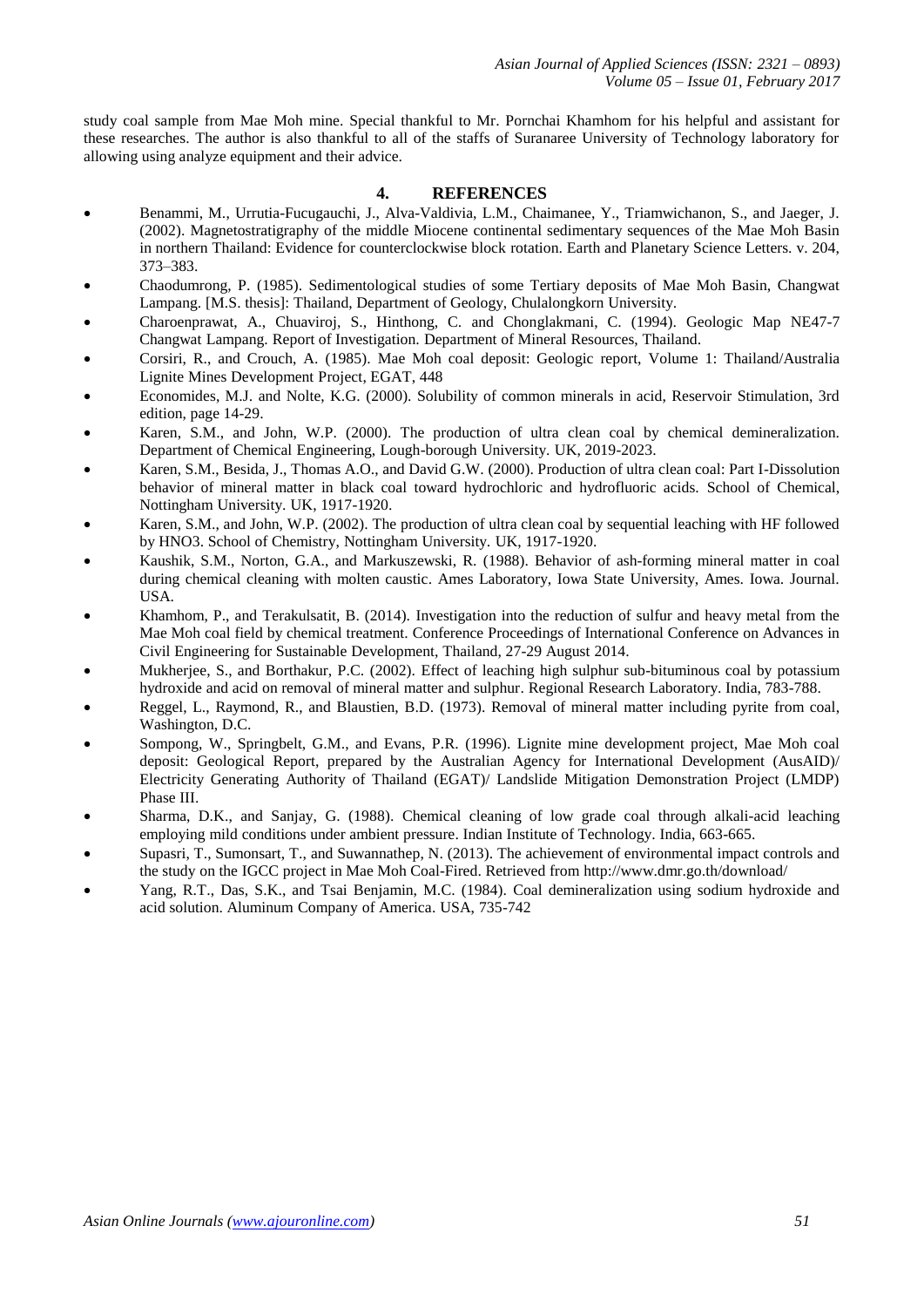study coal sample from Mae Moh mine. Special thankful to Mr. Pornchai Khamhom for his helpful and assistant for these researches. The author is also thankful to all of the staffs of Suranaree University of Technology laboratory for allowing using analyze equipment and their advice.

## 4. REFERENCES

- Benammi, M., Urrutia-Fucugauchi, J., Alva-Valdivia, L.M., Chaimanee, Y., Triamwichanon, S., and Jaeger, J. (2002). Magnetostratigraphy of the middle Miocene continental sedimentary sequences of the Mae Moh Basin in northern Thailand: Evidence for counterclockwise block rotation. Earth and Planetary Science Letters. v. 204, 373–383.
- Chaodumrong, P. (1985). Sedimentological studies of some Tertiary deposits of Mae Moh Basin, Changwat Lampang. [M.S. thesis]: Thailand, Department of Geology, Chulalongkorn University.
- Charoenprawat, A., Chuaviroj, S., Hinthong, C. and Chonglakmani, C. (1994). Geologic Map NE47-7 Changwat Lampang. Report of Investigation. Department of Mineral Resources, Thailand.
- Corsiri, R., and Crouch, A. (1985). Mae Moh coal deposit: Geologic report, Volume 1: Thailand/Australia Lignite Mines Development Project, EGAT, 448
- Economides, M.J. and Nolte, K.G. (2000). Solubility of common minerals in acid, Reservoir Stimulation, 3rd edition, page 14-29.
- Karen, S.M., and John, W.P. (2000). The production of ultra clean coal by chemical demineralization. Department of Chemical Engineering, Lough-borough University. UK, 2019-2023.
- Karen, S.M., Besida, J., Thomas A.O., and David G.W. (2000). Production of ultra clean coal: Part I-Dissolution behavior of mineral matter in black coal toward hydrochloric and hydrofluoric acids. School of Chemical, Nottingham University. UK, 1917-1920.
- Karen, S.M., and John, W.P. (2002). The production of ultra clean coal by sequential leaching with HF followed by $HNO_3$. School of Chemistry, Nottingham University. UK, 1917-1920.
- Kaushik, S.M., Norton, G.A., and Markuszewski, R. (1988). Behavior of ash-forming mineral matter in coal during chemical cleaning with molten caustic. Ames Laboratory, Iowa State University, Ames. Iowa. Journal. USA.
- Khamhom, P., and Terakulsatit, B. (2014). Investigation into the reduction of sulfur and heavy metal from the Mae Moh coal field by chemical treatment. Conference Proceedings of International Conference on Advances in Civil Engineering for Sustainable Development, Thailand, 27-29 August 2014.
- Mukherjee, S., and Borthakur, P.C. (2002). Effect of leaching high sulphur sub-bituminous coal by potassium hydroxide and acid on removal of mineral matter and sulphur. Regional Research Laboratory. India, 783-788.
- Reggel, L., Raymond, R., and Blaustien, B.D. (1973). Removal of mineral matter including pyrite from coal, Washington, D.C.
- Sompong, W., Springbelt, G.M., and Evans, P.R. (1996). Lignite mine development project, Mae Moh coal deposit: Geological Report, prepared by the Australian Agency for International Development (AusAID)/ Electricity Generating Authority of Thailand (EGAT)/ Landslide Mitigation Demonstration Project (LMDP) Phase III.
- Sharma, D.K., and Sanjay, G. (1988). Chemical cleaning of low grade coal through alkali-acid leaching employing mild conditions under ambient pressure. Indian Institute of Technology. India, 663-665.
- Supasri, T., Sumonsart, T., and Suwannathep, N. (2013). The achievement of environmental impact controls and the study on the IGCC project in Mae Moh Coal-Fired. Retrieved from http://www.dmr.go.th/download/
- Yang, R.T., Das, S.K., and Tsai Benjamin, M.C. (1984). Coal demineralization using sodium hydroxide and acid solution. Aluminum Company of America. USA, 735-742